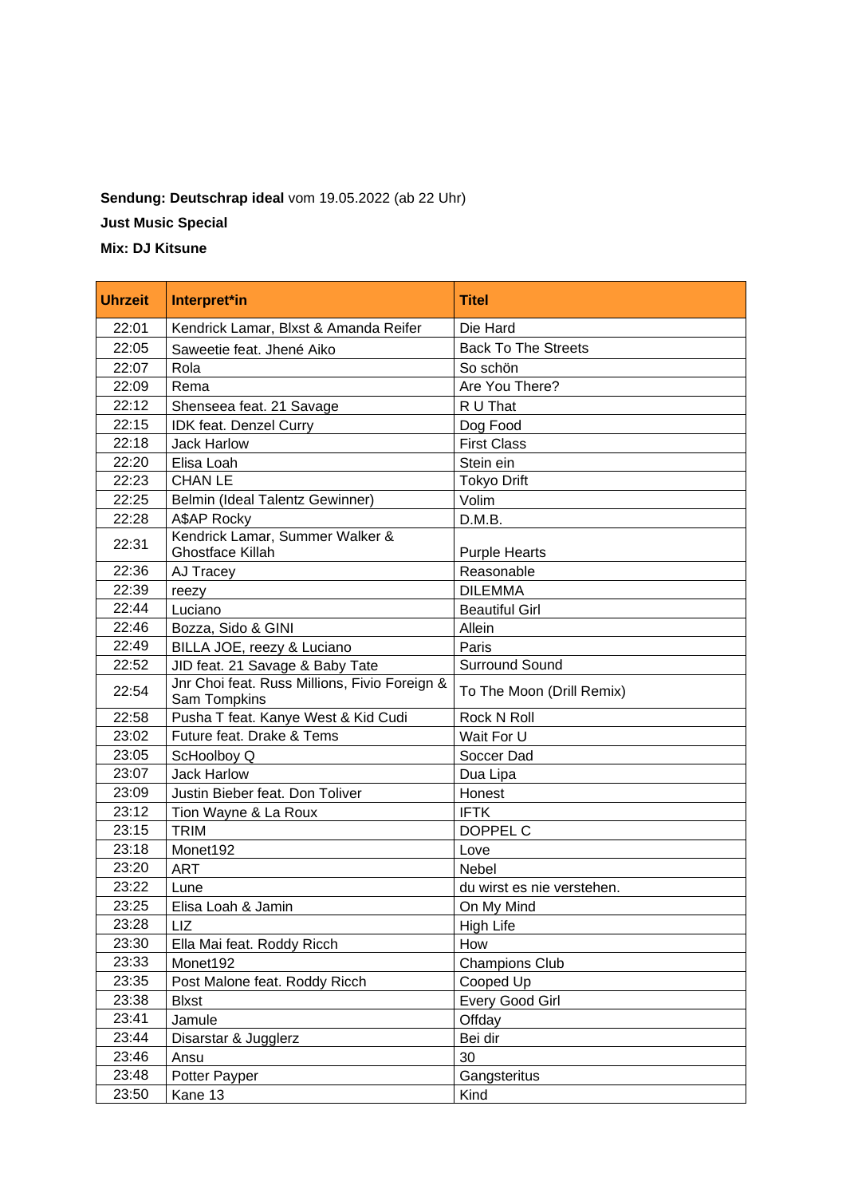**Sendung: Deutschrap ideal** vom 19.05.2022 (ab 22 Uhr)

**Just Music Special**

**Mix: DJ Kitsune**

| Uhrzeit | Interpret*in | Titel |
|---|---|---|
| 22:01 | Kendrick Lamar, Blxst & Amanda Reifer | Die Hard |
| 22:05 | Saweetie feat. Jhené Aiko | Back To The Streets |
| 22:07 | Rola | So schön |
| 22:09 | Rema | Are You There? |
| 22:12 | Shenseea feat. 21 Savage | R U That |
| 22:15 | IDK feat. Denzel Curry | Dog Food |
| 22:18 | Jack Harlow | First Class |
| 22:20 | Elisa Loah | Stein ein |
| 22:23 | CHAN LE | Tokyo Drift |
| 22:25 | Belmin (Ideal Talentz Gewinner) | Volim |
| 22:28 | A$AP Rocky | D.M.B. |
| 22:31 | Kendrick Lamar, Summer Walker & Ghostface Killah | Purple Hearts |
| 22:36 | AJ Tracey | Reasonable |
| 22:39 | reezy | DILEMMA |
| 22:44 | Luciano | Beautiful Girl |
| 22:46 | Bozza, Sido & GINI | Allein |
| 22:49 | BILLA JOE, reezy & Luciano | Paris |
| 22:52 | JID feat. 21 Savage & Baby Tate | Surround Sound |
| 22:54 | Jnr Choi feat. Russ Millions, Fivio Foreign & Sam Tompkins | To The Moon (Drill Remix) |
| 22:58 | Pusha T feat. Kanye West & Kid Cudi | Rock N Roll |
| 23:02 | Future feat. Drake & Tems | Wait For U |
| 23:05 | ScHoolboy Q | Soccer Dad |
| 23:07 | Jack Harlow | Dua Lipa |
| 23:09 | Justin Bieber feat. Don Toliver | Honest |
| 23:12 | Tion Wayne & La Roux | IFTK |
| 23:15 | TRIM | DOPPEL C |
| 23:18 | Monet192 | Love |
| 23:20 | ART | Nebel |
| 23:22 | Lune | du wirst es nie verstehen. |
| 23:25 | Elisa Loah & Jamin | On My Mind |
| 23:28 | LIZ | High Life |
| 23:30 | Ella Mai feat. Roddy Ricch | How |
| 23:33 | Monet192 | Champions Club |
| 23:35 | Post Malone feat. Roddy Ricch | Cooped Up |
| 23:38 | Blxst | Every Good Girl |
| 23:41 | Jamule | Offday |
| 23:44 | Disarstar & Jugglerz | Bei dir |
| 23:46 | Ansu | 30 |
| 23:48 | Potter Payper | Gangsteritus |
| 23:50 | Kane 13 | Kind |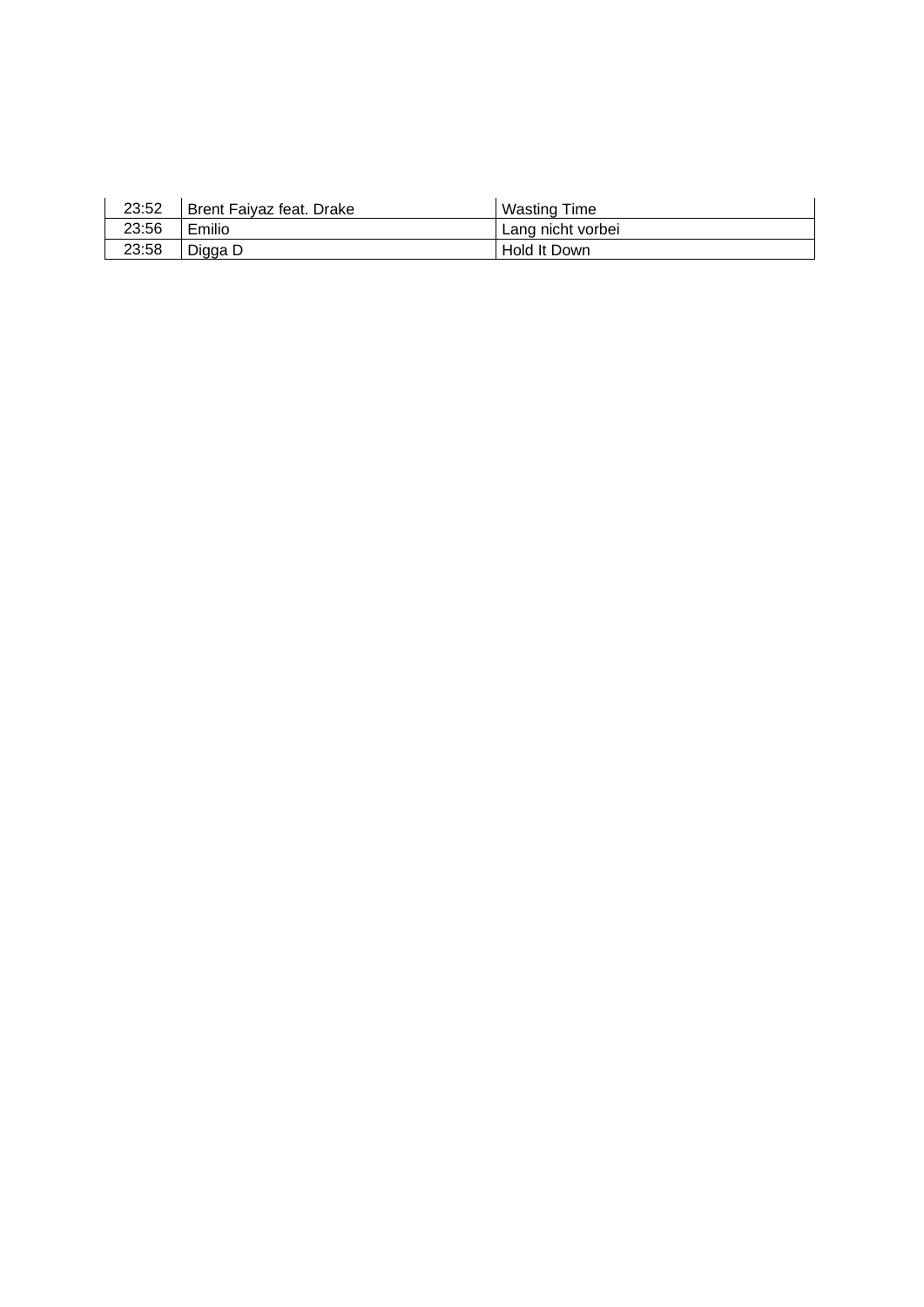| | | |
|---|---|---|
| 23:52 | Brent Faiyaz feat. Drake | Wasting Time |
| 23:56 | Emilio | Lang nicht vorbei |
| 23:58 | Digga D | Hold It Down |